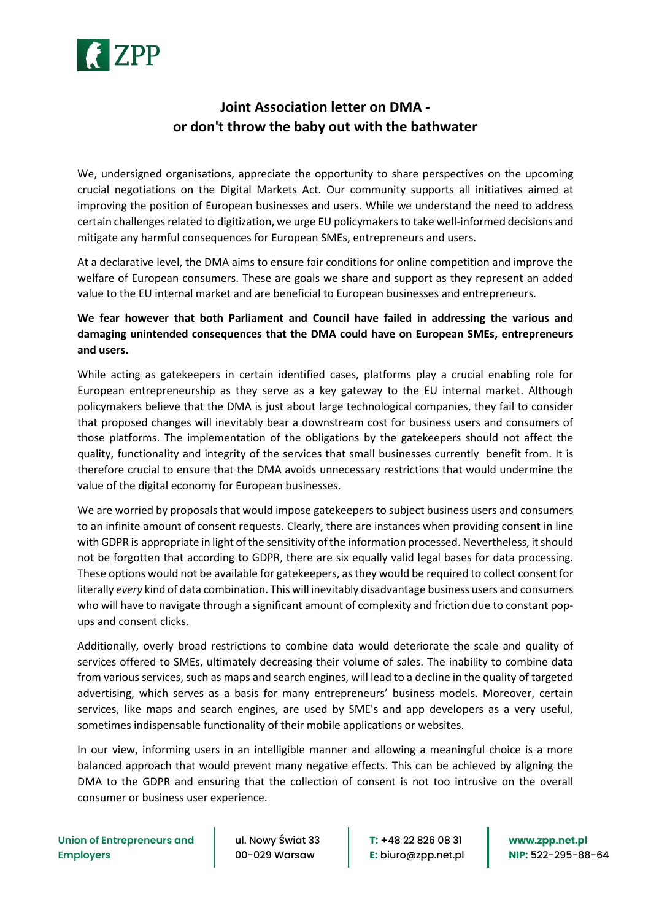# Joint Association letter on DMA - or don't throw the baby out with the bathwater

We, undersigned organisations, appreciate the opportunity to share perspectives on the upcoming crucial negotiations on the Digital Markets Act. Our community supports all initiatives aimed at improving the position of European businesses and users. While we understand the need to address certain challenges related to digitization, we urge EU policymakers to take well-informed decisions and mitigate any harmful consequences for European SMEs, entrepreneurs and users.

At a declarative level, the DMA aims to ensure fair conditions for online competition and improve the welfare of European consumers. These are goals we share and support as they represent an added value to the EU internal market and are beneficial to European businesses and entrepreneurs.

**We fear however that both Parliament and Council have failed in addressing the various and damaging unintended consequences that the DMA could have on European SMEs, entrepreneurs and users.**

While acting as gatekeepers in certain identified cases, platforms play a crucial enabling role for European entrepreneurship as they serve as a key gateway to the EU internal market. Although policymakers believe that the DMA is just about large technological companies, they fail to consider that proposed changes will inevitably bear a downstream cost for business users and consumers of those platforms. The implementation of the obligations by the gatekeepers should not affect the quality, functionality and integrity of the services that small businesses currently benefit from. It is therefore crucial to ensure that the DMA avoids unnecessary restrictions that would undermine the value of the digital economy for European businesses.

We are worried by proposals that would impose gatekeepers to subject business users and consumers to an infinite amount of consent requests. Clearly, there are instances when providing consent in line with GDPR is appropriate in light of the sensitivity of the information processed. Nevertheless, it should not be forgotten that according to GDPR, there are six equally valid legal bases for data processing. These options would not be available for gatekeepers, as they would be required to collect consent for literally *every* kind of data combination. This will inevitably disadvantage business users and consumers who will have to navigate through a significant amount of complexity and friction due to constant pop-ups and consent clicks.

Additionally, overly broad restrictions to combine data would deteriorate the scale and quality of services offered to SMEs, ultimately decreasing their volume of sales. The inability to combine data from various services, such as maps and search engines, will lead to a decline in the quality of targeted advertising, which serves as a basis for many entrepreneurs' business models. Moreover, certain services, like maps and search engines, are used by SME's and app developers as a very useful, sometimes indispensable functionality of their mobile applications or websites.

In our view, informing users in an intelligible manner and allowing a meaningful choice is a more balanced approach that would prevent many negative effects. This can be achieved by aligning the DMA to the GDPR and ensuring that the collection of consent is not too intrusive on the overall consumer or business user experience.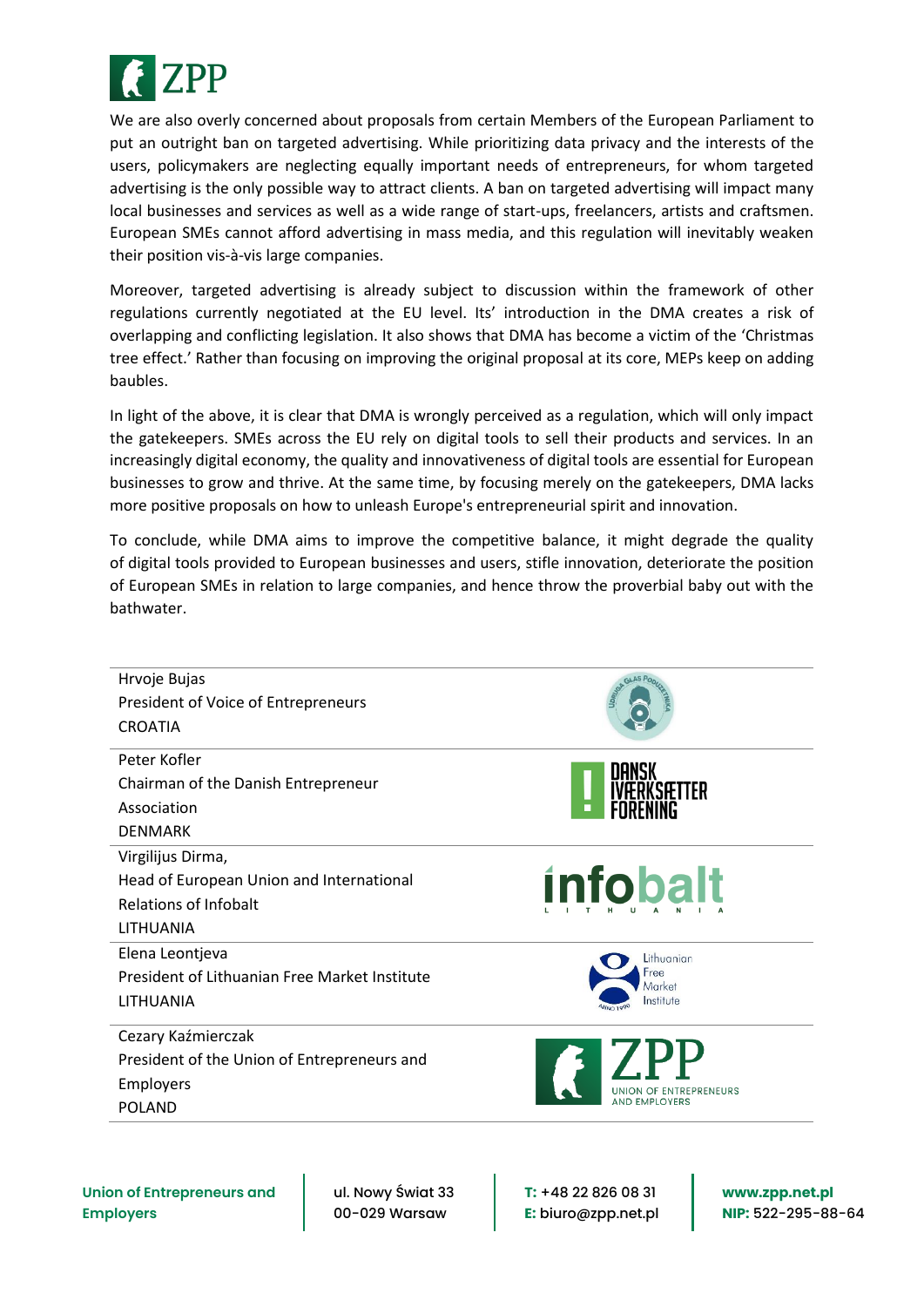We are also overly concerned about proposals from certain Members of the European Parliament to put an outright ban on targeted advertising. While prioritizing data privacy and the interests of the users, policymakers are neglecting equally important needs of entrepreneurs, for whom targeted advertising is the only possible way to attract clients. A ban on targeted advertising will impact many local businesses and services as well as a wide range of start-ups, freelancers, artists and craftsmen. European SMEs cannot afford advertising in mass media, and this regulation will inevitably weaken their position vis-à-vis large companies.

Moreover, targeted advertising is already subject to discussion within the framework of other regulations currently negotiated at the EU level. Its' introduction in the DMA creates a risk of overlapping and conflicting legislation. It also shows that DMA has become a victim of the 'Christmas tree effect.' Rather than focusing on improving the original proposal at its core, MEPs keep on adding baubles.

In light of the above, it is clear that DMA is wrongly perceived as a regulation, which will only impact the gatekeepers. SMEs across the EU rely on digital tools to sell their products and services. In an increasingly digital economy, the quality and innovativeness of digital tools are essential for European businesses to grow and thrive. At the same time, by focusing merely on the gatekeepers, DMA lacks more positive proposals on how to unleash Europe's entrepreneurial spirit and innovation.

To conclude, while DMA aims to improve the competitive balance, it might degrade the quality of digital tools provided to European businesses and users, stifle innovation, deteriorate the position of European SMEs in relation to large companies, and hence throw the proverbial baby out with the bathwater.

| | |
|---|---|
| Hrvoje Bujas<br>President of Voice of Entrepreneurs<br>CROATIA | |
| Peter Kofler<br>Chairman of the Danish Entrepreneur Association<br>DENMARK | DANSK IVÆRKSÆTTER FORENING |
| Virgilijus Dirma,<br>Head of European Union and International Relations of Infobalt<br>LITHUANIA | infobalt LITHUANIA |
| Elena Leontjeva<br>President of Lithuanian Free Market Institute<br>LITHUANIA | Lithuanian Free Market Institute |
| Cezary Kaźmierczak<br>President of the Union of Entrepreneurs and Employers<br>POLAND | ZPP UNION OF ENTREPRENEURS AND EMPLOYERS |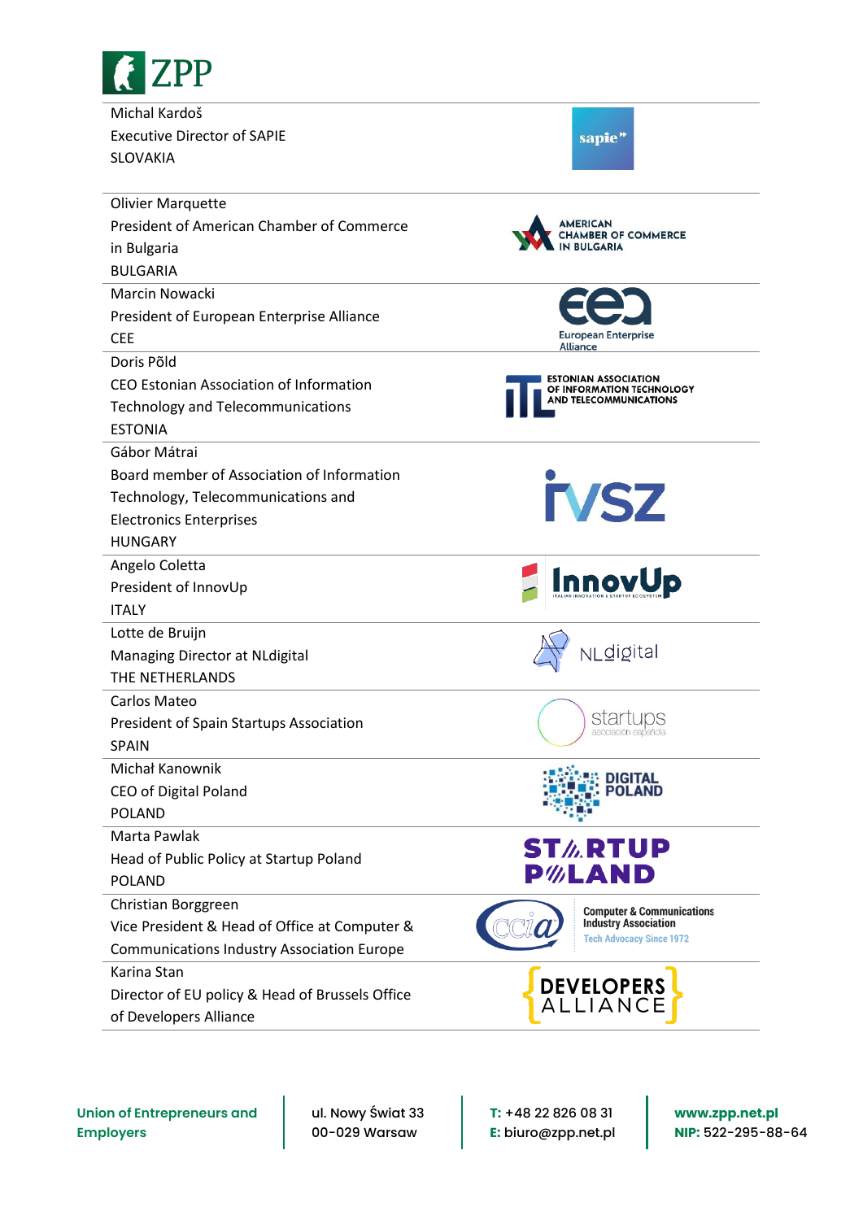Michal Kardoš
Executive Director of SAPIE
SLOVAKIA

Olivier Marquette
President of American Chamber of Commerce in Bulgaria
BULGARIA

Marcin Nowacki
President of European Enterprise Alliance
CEE

Doris Põld
CEO Estonian Association of Information Technology and Telecommunications
ESTONIA

Gábor Mátrai
Board member of Association of Information Technology, Telecommunications and Electronics Enterprises
HUNGARY

Angelo Coletta
President of InnovUp
ITALY

Lotte de Bruijn
Managing Director at NLdigital
THE NETHERLANDS

Carlos Mateo
President of Spain Startups Association
SPAIN

Michał Kanownik
CEO of Digital Poland
POLAND

Marta Pawlak
Head of Public Policy at Startup Poland
POLAND

Christian Borggreen
Vice President & Head of Office at Computer & Communications Industry Association Europe

Karina Stan
Director of EU policy & Head of Brussels Office of Developers Alliance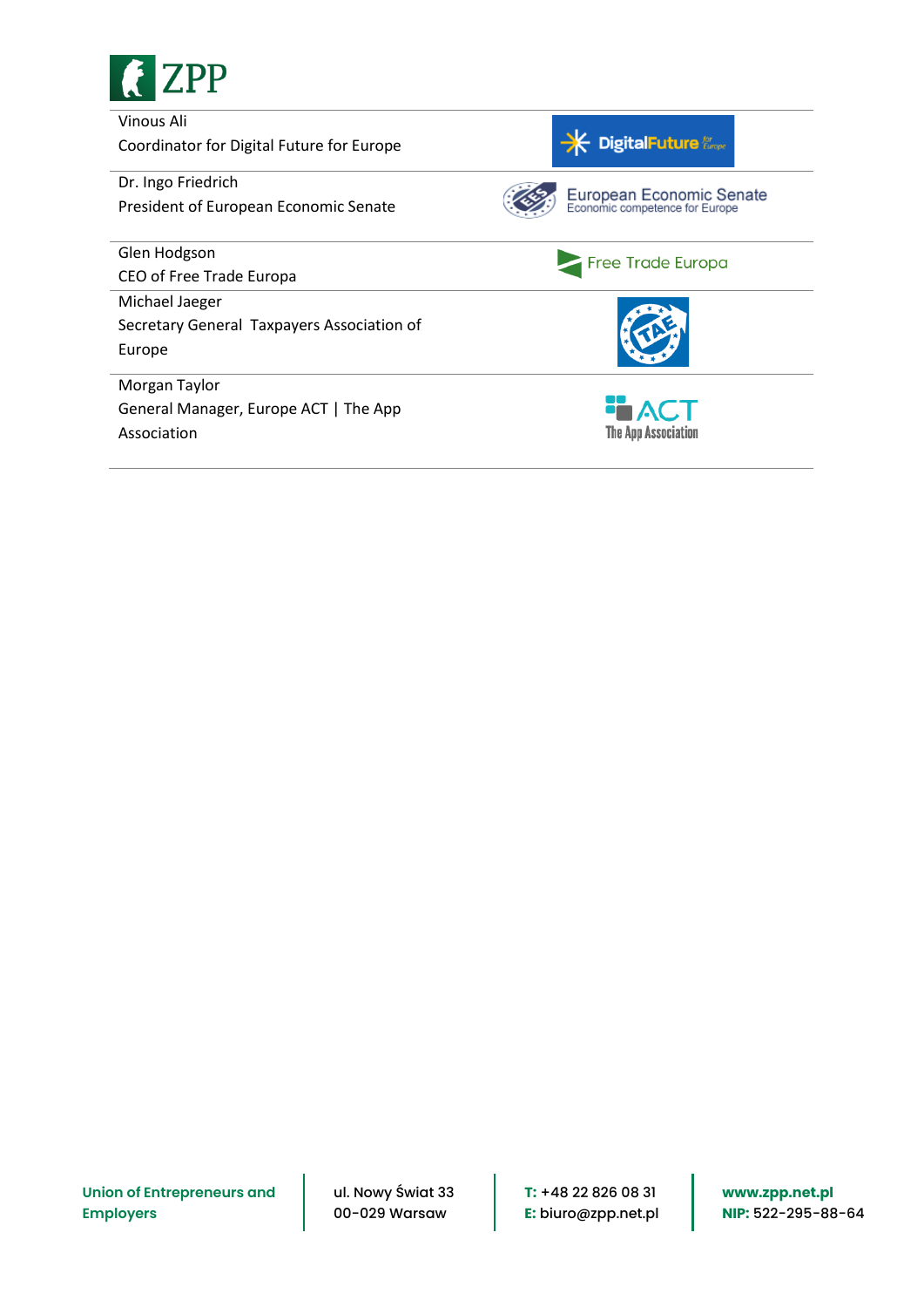Vinous Ali
Coordinator for Digital Future for Europe

Dr. Ingo Friedrich
President of European Economic Senate

Glen Hodgson
CEO of Free Trade Europa

Michael Jaeger
Secretary General Taxpayers Association of Europe

Morgan Taylor
General Manager, Europe ACT | The App Association